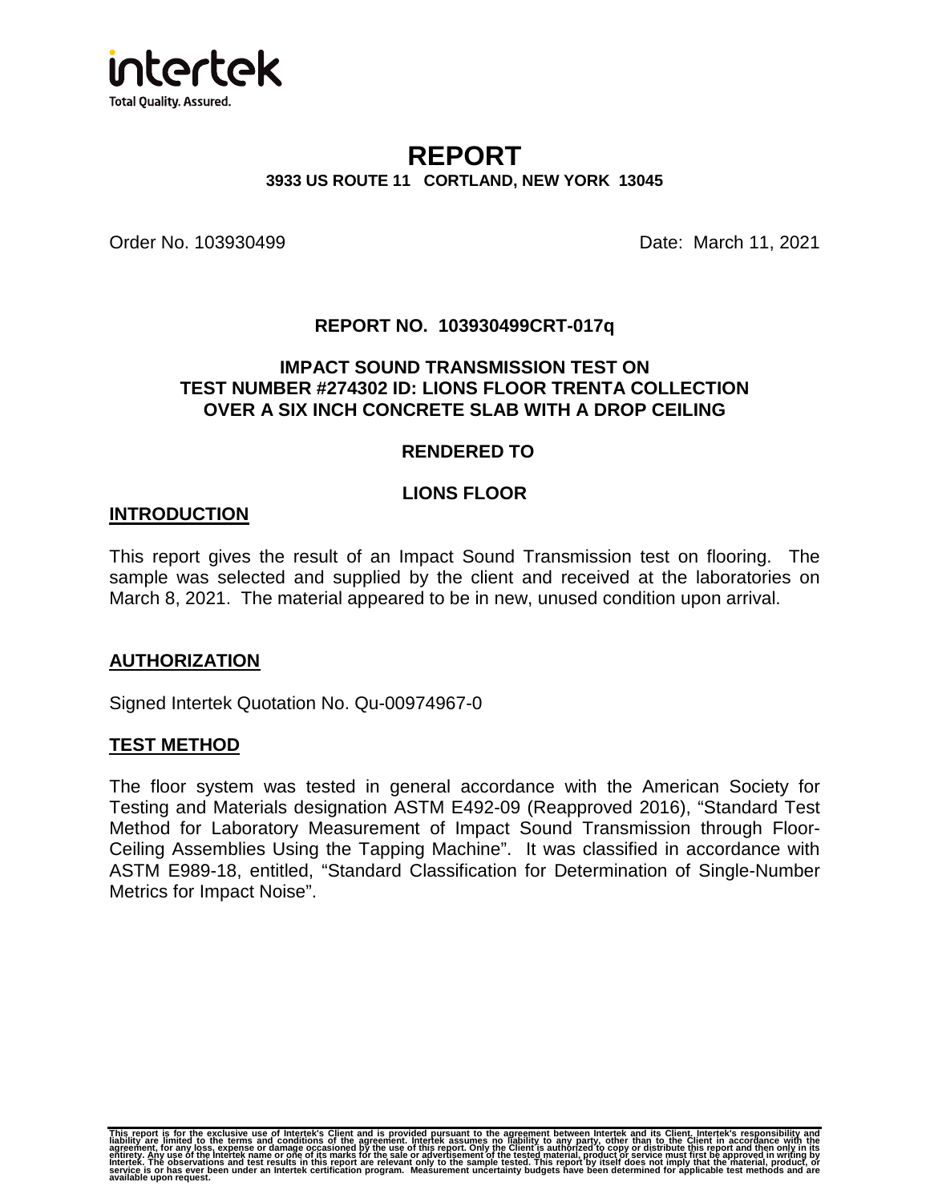# REPORT

**3933 US ROUTE 11 CORTLAND, NEW YORK 13045**

Order No. 103930499 Date: March 11, 2021

**REPORT NO. 103930499CRT-017q**

**IMPACT SOUND TRANSMISSION TEST ON TEST NUMBER #274302 ID: LIONS FLOOR TRENTA COLLECTION OVER A SIX INCH CONCRETE SLAB WITH A DROP CEILING**

**RENDERED TO**

**LIONS FLOOR**

## INTRODUCTION

This report gives the result of an Impact Sound Transmission test on flooring. The sample was selected and supplied by the client and received at the laboratories on March 8, 2021. The material appeared to be in new, unused condition upon arrival.

## AUTHORIZATION

Signed Intertek Quotation No. Qu-00974967-0

## TEST METHOD

The floor system was tested in general accordance with the American Society for Testing and Materials designation ASTM E492-09 (Reapproved 2016), "Standard Test Method for Laboratory Measurement of Impact Sound Transmission through Floor-Ceiling Assemblies Using the Tapping Machine". It was classified in accordance with ASTM E989-18, entitled, "Standard Classification for Determination of Single-Number Metrics for Impact Noise".

This report is for the exclusive use of Intertek's Client and is provided pursuant to the agreement between Intertek and its Client. Intertek's responsibility and liability are limited to the terms and conditions of the agreement. Intertek assumes no liability to any party, other than to the Client in accordance with the agreement, for any loss, expense or damage occasioned by the use of this report. Only the Client is authorized to copy or distribute this report and then only in its entirety. Any use of the Intertek name or one of its marks for the sale or advertisement of the tested material, product or service must first be approved in writing by Intertek. The observations and test results in this report are relevant only to the sample tested. This report by itself does not imply that the material, product, or service is or has ever been under an Intertek certification program. Measurement uncertainty budgets have been determined for applicable test methods and are available upon request.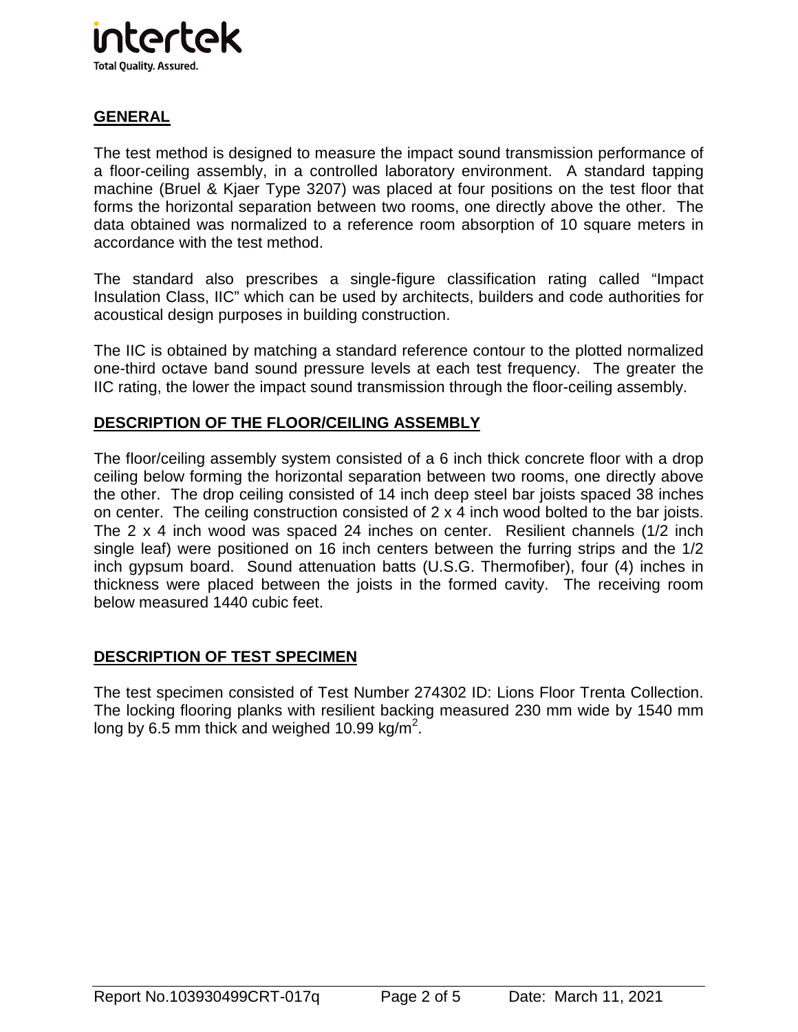## GENERAL

The test method is designed to measure the impact sound transmission performance of a floor-ceiling assembly, in a controlled laboratory environment. A standard tapping machine (Bruel & Kjaer Type 3207) was placed at four positions on the test floor that forms the horizontal separation between two rooms, one directly above the other. The data obtained was normalized to a reference room absorption of 10 square meters in accordance with the test method.

The standard also prescribes a single-figure classification rating called "Impact Insulation Class, IIC" which can be used by architects, builders and code authorities for acoustical design purposes in building construction.

The IIC is obtained by matching a standard reference contour to the plotted normalized one-third octave band sound pressure levels at each test frequency. The greater the IIC rating, the lower the impact sound transmission through the floor-ceiling assembly.

## DESCRIPTION OF THE FLOOR/CEILING ASSEMBLY

The floor/ceiling assembly system consisted of a 6 inch thick concrete floor with a drop ceiling below forming the horizontal separation between two rooms, one directly above the other. The drop ceiling consisted of 14 inch deep steel bar joists spaced 38 inches on center. The ceiling construction consisted of 2 x 4 inch wood bolted to the bar joists. The 2 x 4 inch wood was spaced 24 inches on center. Resilient channels (1/2 inch single leaf) were positioned on 16 inch centers between the furring strips and the 1/2 inch gypsum board. Sound attenuation batts (U.S.G. Thermofiber), four (4) inches in thickness were placed between the joists in the formed cavity. The receiving room below measured 1440 cubic feet.

## DESCRIPTION OF TEST SPECIMEN

The test specimen consisted of Test Number 274302 ID: Lions Floor Trenta Collection. The locking flooring planks with resilient backing measured 230 mm wide by 1540 mm long by 6.5 mm thick and weighed 10.99 $kg/m^2$.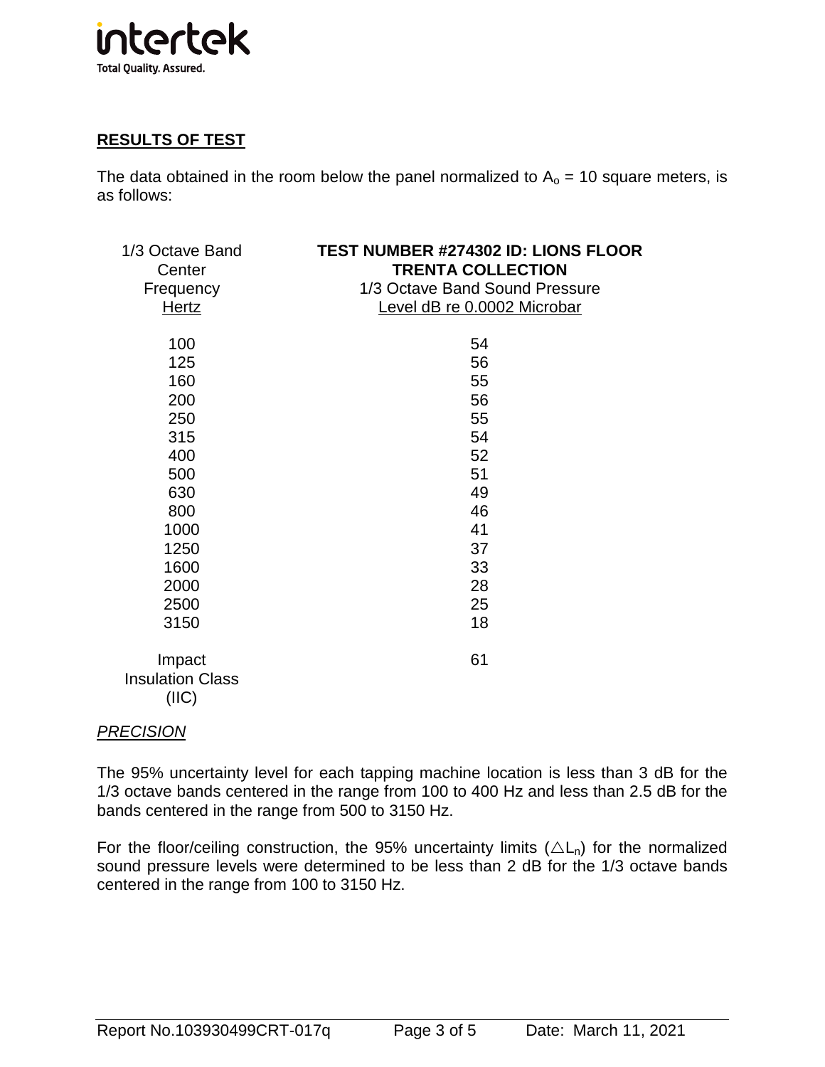## RESULTS OF TEST

The data obtained in the room below the panel normalized to $A_o$ = 10 square meters, is as follows:

| 1/3 Octave Band Center Frequency Hertz | **TEST NUMBER #274302 ID: LIONS FLOOR TRENTA COLLECTION** 1/3 Octave Band Sound Pressure Level dB re 0.0002 Microbar |
|---|---|
| 100 | 54 |
| 125 | 56 |
| 160 | 55 |
| 200 | 56 |
| 250 | 55 |
| 315 | 54 |
| 400 | 52 |
| 500 | 51 |
| 630 | 49 |
| 800 | 46 |
| 1000 | 41 |
| 1250 | 37 |
| 1600 | 33 |
| 2000 | 28 |
| 2500 | 25 |
| 3150 | 18 |
| Impact Insulation Class (IIC) | 61 |

*PRECISION*

The 95% uncertainty level for each tapping machine location is less than 3 dB for the 1/3 octave bands centered in the range from 100 to 400 Hz and less than 2.5 dB for the bands centered in the range from 500 to 3150 Hz.

For the floor/ceiling construction, the 95% uncertainty limits ($\triangle L_n$) for the normalized sound pressure levels were determined to be less than 2 dB for the 1/3 octave bands centered in the range from 100 to 3150 Hz.

Report No.103930499CRT-017q Date: March 11, 2021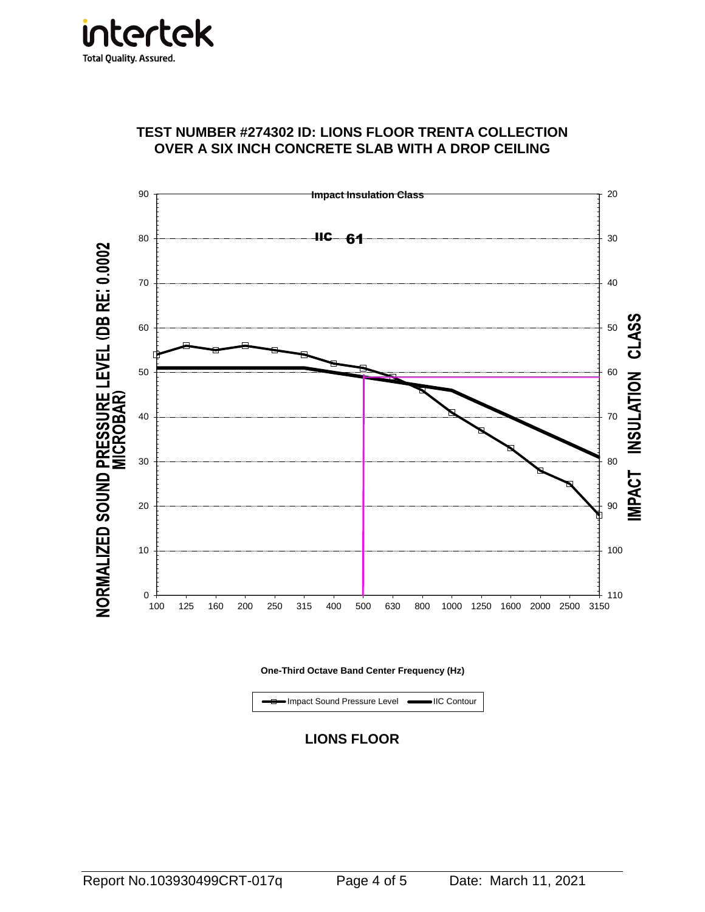# TEST NUMBER #274302 ID: LIONS FLOOR TRENTA COLLECTION OVER A SIX INCH CONCRETE SLAB WITH A DROP CEILING

Impact Insulation Class

IIC 61

NORMALIZED SOUND PRESSURE LEVEL (DB RE: 0.0002 MICROBAR)

IMPACT INSULATION CLASS

One-Third Octave Band Center Frequency (Hz)

Impact Sound Pressure Level — IIC Contour

**LIONS FLOOR**

Report No.103930499CRT-017q    Date: March 11, 2021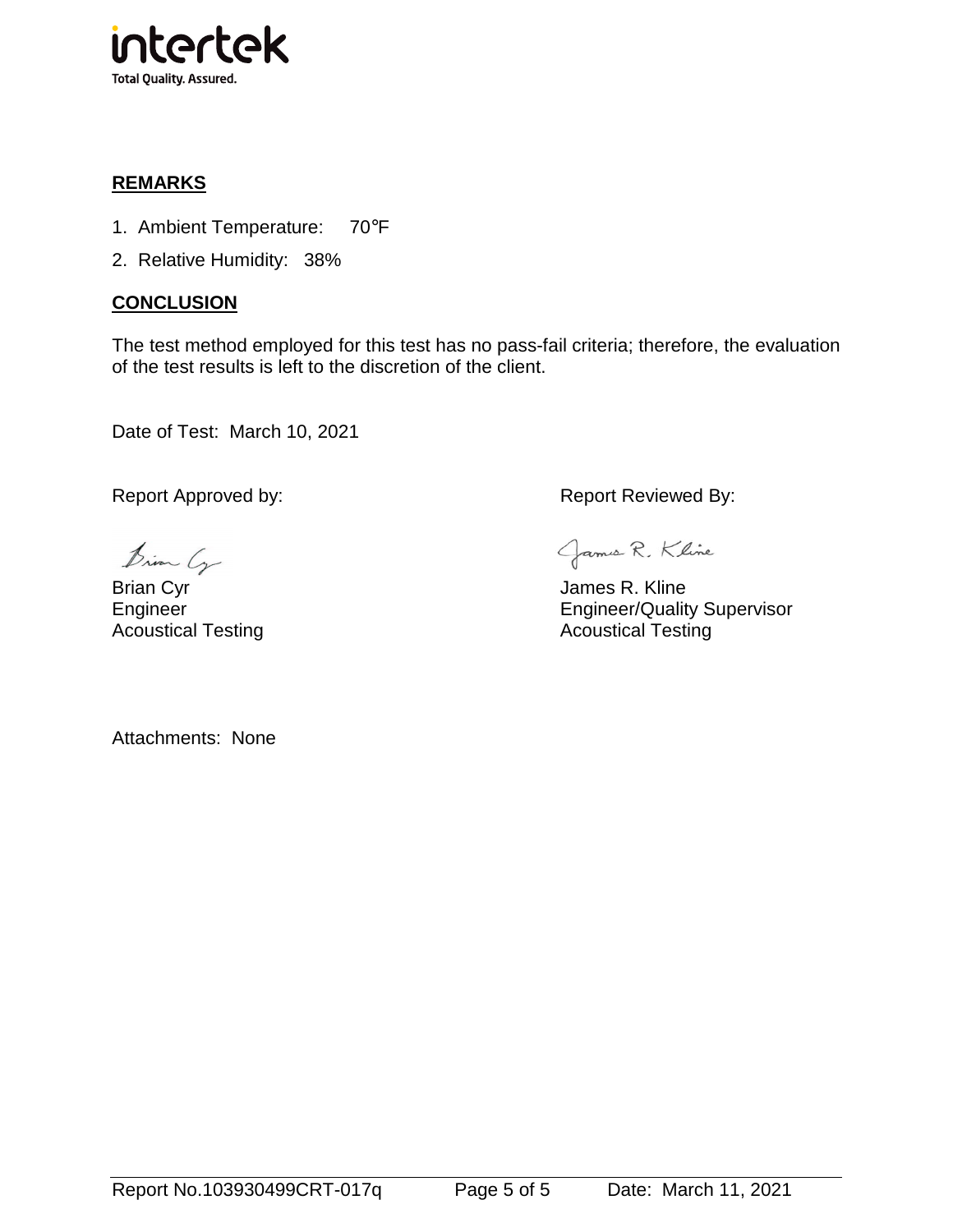## REMARKS

1. Ambient Temperature: 70°F
2. Relative Humidity: 38%

## CONCLUSION

The test method employed for this test has no pass-fail criteria; therefore, the evaluation of the test results is left to the discretion of the client.

Date of Test: March 10, 2021

Report Approved by:

Brian Cyr
Engineer
Acoustical Testing

Report Reviewed By:

James R. Kline
Engineer/Quality Supervisor
Acoustical Testing

Attachments: None